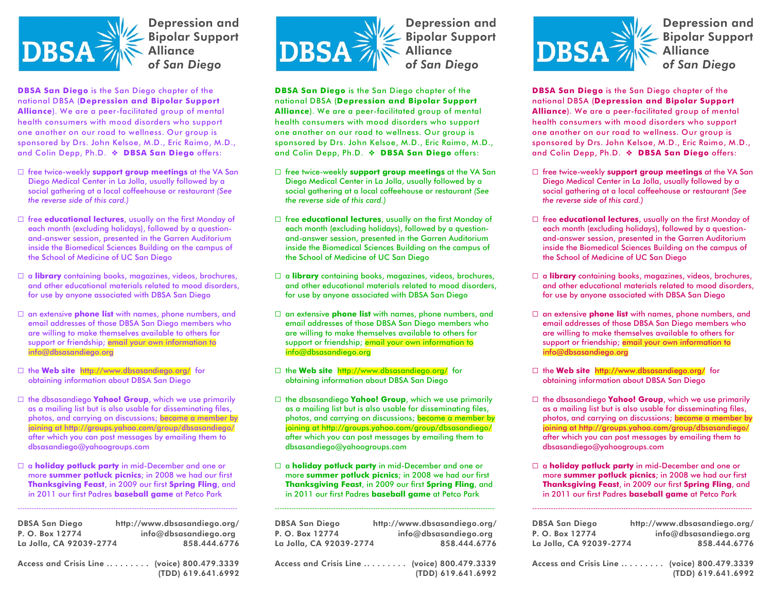# DBSA Depression and Bipolar Support Alliance *of San Diego*

**DBSA San Diego** is the San Diego chapter of the national DBSA (**Depression and Bipolar Support Alliance**). We are a peer-facilitated group of mental health consumers with mood disorders who support one another on our road to wellness. Our group is sponsored by Drs. John Kelsoe, M.D., Eric Raimo, M.D., and Colin Depp, Ph.D. ❖ **DBSA San Diego** offers:

- ☐ free twice-weekly **support group meetings** at the VA San Diego Medical Center in La Jolla, usually followed by a social gathering at a local coffeehouse or restaurant *(See the reverse side of this card.)*
- ☐ free **educational lectures**, usually on the first Monday of each month (excluding holidays), followed by a question-and-answer session, presented in the Garren Auditorium inside the Biomedical Sciences Building on the campus of the School of Medicine of UC San Diego
- ☐ a **library** containing books, magazines, videos, brochures, and other educational materials related to mood disorders, for use by anyone associated with DBSA San Diego
- ☐ an extensive **phone list** with names, phone numbers, and email addresses of those DBSA San Diego members who are willing to make themselves available to others for support or friendship; email your own information to info@dbsasandiego.org
- ☐ the **Web site** http://www.dbsasandiego.org/ for obtaining information about DBSA San Diego
- ☐ the dbsasandiego **Yahoo! Group**, which we use primarily as a mailing list but is also usable for disseminating files, photos, and carrying on discussions; become a member by joining at http://groups.yahoo.com/group/dbsasandiego/ after which you can post messages by emailing them to dbsasandiego@yahoogroups.com
- ☐ a **holiday potluck party** in mid-December and one or more **summer potluck picnics**; in 2008 we had our first **Thanksgiving Feast**, in 2009 our first **Spring Fling**, and in 2011 our first Padres **baseball game** at Petco Park

---

**DBSA San Diego** — **http://www.dbsasandiego.org/**
**P. O. Box 12774** — **info@dbsasandiego.org**
**La Jolla, CA 92039-2774** — **858.444.6776**

**Access and Crisis Line . . . . . . . . . (voice) 800.479.3339**
**(TDD) 619.641.6992**

# DBSA Depression and Bipolar Support Alliance *of San Diego*

**DBSA San Diego** is the San Diego chapter of the national DBSA (**Depression and Bipolar Support Alliance**). We are a peer-facilitated group of mental health consumers with mood disorders who support one another on our road to wellness. Our group is sponsored by Drs. John Kelsoe, M.D., Eric Raimo, M.D., and Colin Depp, Ph.D. ❖ **DBSA San Diego** offers:

- ☐ free twice-weekly **support group meetings** at the VA San Diego Medical Center in La Jolla, usually followed by a social gathering at a local coffeehouse or restaurant *(See the reverse side of this card.)*
- ☐ free **educational lectures**, usually on the first Monday of each month (excluding holidays), followed by a question-and-answer session, presented in the Garren Auditorium inside the Biomedical Sciences Building on the campus of the School of Medicine of UC San Diego
- ☐ a **library** containing books, magazines, videos, brochures, and other educational materials related to mood disorders, for use by anyone associated with DBSA San Diego
- ☐ an extensive **phone list** with names, phone numbers, and email addresses of those DBSA San Diego members who are willing to make themselves available to others for support or friendship; email your own information to info@dbsasandiego.org
- ☐ the **Web site** http://www.dbsasandiego.org/ for obtaining information about DBSA San Diego
- ☐ the dbsasandiego **Yahoo! Group**, which we use primarily as a mailing list but is also usable for disseminating files, photos, and carrying on discussions; become a member by joining at http://groups.yahoo.com/group/dbsasandiego/ after which you can post messages by emailing them to dbsasandiego@yahoogroups.com
- ☐ a **holiday potluck party** in mid-December and one or more **summer potluck picnics**; in 2008 we had our first **Thanksgiving Feast**, in 2009 our first **Spring Fling**, and in 2011 our first Padres **baseball game** at Petco Park

---

**DBSA San Diego** — **http://www.dbsasandiego.org/**
**P. O. Box 12774** — **info@dbsasandiego.org**
**La Jolla, CA 92039-2774** — **858.444.6776**

**Access and Crisis Line . . . . . . . . . (voice) 800.479.3339**
**(TDD) 619.641.6992**

# DBSA Depression and Bipolar Support Alliance *of San Diego*

**DBSA San Diego** is the San Diego chapter of the national DBSA (**Depression and Bipolar Support Alliance**). We are a peer-facilitated group of mental health consumers with mood disorders who support one another on our road to wellness. Our group is sponsored by Drs. John Kelsoe, M.D., Eric Raimo, M.D., and Colin Depp, Ph.D. ❖ **DBSA San Diego** offers:

- ☐ free twice-weekly **support group meetings** at the VA San Diego Medical Center in La Jolla, usually followed by a social gathering at a local coffeehouse or restaurant *(See the reverse side of this card.)*
- ☐ free **educational lectures**, usually on the first Monday of each month (excluding holidays), followed by a question-and-answer session, presented in the Garren Auditorium inside the Biomedical Sciences Building on the campus of the School of Medicine of UC San Diego
- ☐ a **library** containing books, magazines, videos, brochures, and other educational materials related to mood disorders, for use by anyone associated with DBSA San Diego
- ☐ an extensive **phone list** with names, phone numbers, and email addresses of those DBSA San Diego members who are willing to make themselves available to others for support or friendship; email your own information to info@dbsasandiego.org
- ☐ the **Web site** http://www.dbsasandiego.org/ for obtaining information about DBSA San Diego
- ☐ the dbsasandiego **Yahoo! Group**, which we use primarily as a mailing list but is also usable for disseminating files, photos, and carrying on discussions; become a member by joining at http://groups.yahoo.com/group/dbsasandiego/ after which you can post messages by emailing them to dbsasandiego@yahoogroups.com
- ☐ a **holiday potluck party** in mid-December and one or more **summer potluck picnics**; in 2008 we had our first **Thanksgiving Feast**, in 2009 our first **Spring Fling**, and in 2011 our first Padres **baseball game** at Petco Park

---

**DBSA San Diego** — **http://www.dbsasandiego.org/**
**P. O. Box 12774** — **info@dbsasandiego.org**
**La Jolla, CA 92039-2774** — **858.444.6776**

**Access and Crisis Line . . . . . . . . . (voice) 800.479.3339**
**(TDD) 619.641.6992**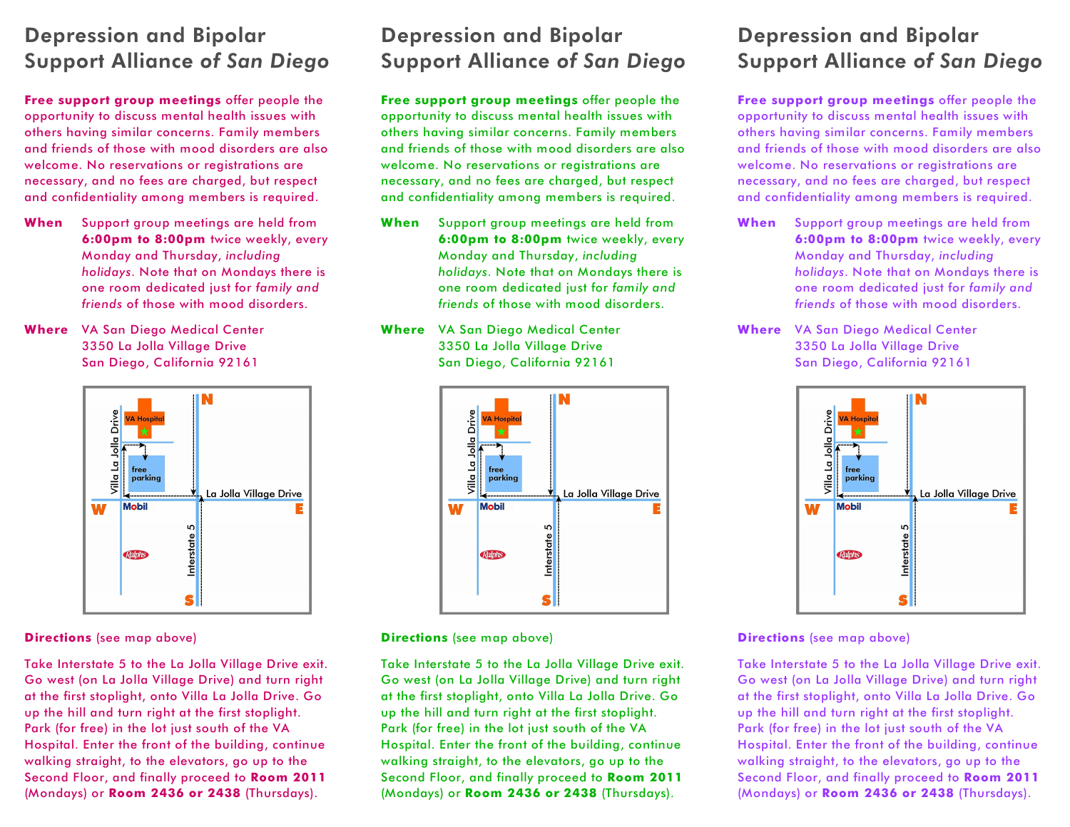# Depression and Bipolar Support Alliance *of San Diego*

**Free support group meetings** offer people the opportunity to discuss mental health issues with others having similar concerns. Family members and friends of those with mood disorders are also welcome. No reservations or registrations are necessary, and no fees are charged, but respect and confidentiality among members is required.

**When** Support group meetings are held from **6:00pm to 8:00pm** twice weekly, every Monday and Thursday, *including holidays*. Note that on Mondays there is one room dedicated just for *family and friends* of those with mood disorders.

**Where** VA San Diego Medical Center
3350 La Jolla Village Drive
San Diego, California 92161

N
VA Hospital
Villa La Jolla Drive
free parking
La Jolla Village Drive
W
Mobil
E
Ralphs
Interstate 5
S

**Directions** (see map above)

Take Interstate 5 to the La Jolla Village Drive exit. Go west (on La Jolla Village Drive) and turn right at the first stoplight, onto Villa La Jolla Drive. Go up the hill and turn right at the first stoplight. Park (for free) in the lot just south of the VA Hospital. Enter the front of the building, continue walking straight, to the elevators, go up to the Second Floor, and finally proceed to **Room 2011** (Mondays) or **Room 2436 or 2438** (Thursdays).

# Depression and Bipolar Support Alliance *of San Diego*

**Free support group meetings** offer people the opportunity to discuss mental health issues with others having similar concerns. Family members and friends of those with mood disorders are also welcome. No reservations or registrations are necessary, and no fees are charged, but respect and confidentiality among members is required.

**When** Support group meetings are held from **6:00pm to 8:00pm** twice weekly, every Monday and Thursday, *including holidays*. Note that on Mondays there is one room dedicated just for *family and friends* of those with mood disorders.

**Where** VA San Diego Medical Center
3350 La Jolla Village Drive
San Diego, California 92161

N
VA Hospital
Villa La Jolla Drive
free parking
La Jolla Village Drive
W
Mobil
E
Ralphs
Interstate 5
S

**Directions** (see map above)

Take Interstate 5 to the La Jolla Village Drive exit. Go west (on La Jolla Village Drive) and turn right at the first stoplight, onto Villa La Jolla Drive. Go up the hill and turn right at the first stoplight. Park (for free) in the lot just south of the VA Hospital. Enter the front of the building, continue walking straight, to the elevators, go up to the Second Floor, and finally proceed to **Room 2011** (Mondays) or **Room 2436 or 2438** (Thursdays).

# Depression and Bipolar Support Alliance *of San Diego*

**Free support group meetings** offer people the opportunity to discuss mental health issues with others having similar concerns. Family members and friends of those with mood disorders are also welcome. No reservations or registrations are necessary, and no fees are charged, but respect and confidentiality among members is required.

**When** Support group meetings are held from **6:00pm to 8:00pm** twice weekly, every Monday and Thursday, *including holidays*. Note that on Mondays there is one room dedicated just for *family and friends* of those with mood disorders.

**Where** VA San Diego Medical Center
3350 La Jolla Village Drive
San Diego, California 92161

N
VA Hospital
Villa La Jolla Drive
free parking
La Jolla Village Drive
W
Mobil
E
Ralphs
Interstate 5
S

**Directions** (see map above)

Take Interstate 5 to the La Jolla Village Drive exit. Go west (on La Jolla Village Drive) and turn right at the first stoplight, onto Villa La Jolla Drive. Go up the hill and turn right at the first stoplight. Park (for free) in the lot just south of the VA Hospital. Enter the front of the building, continue walking straight, to the elevators, go up to the Second Floor, and finally proceed to **Room 2011** (Mondays) or **Room 2436 or 2438** (Thursdays).